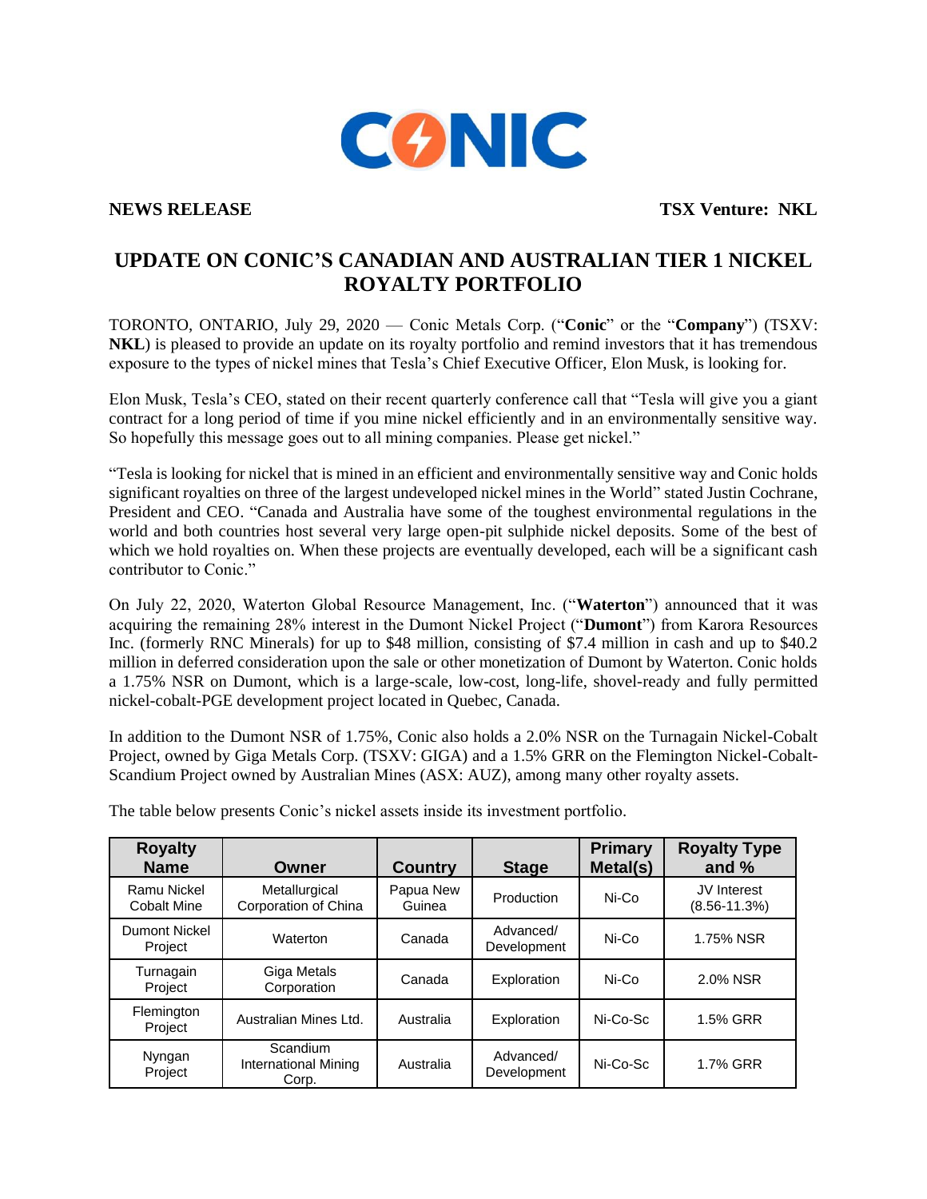CONIC

**NEWS RELEASE** **TSX Venture: NKL**

# UPDATE ON CONIC'S CANADIAN AND AUSTRALIAN TIER 1 NICKEL ROYALTY PORTFOLIO

TORONTO, ONTARIO, July 29, 2020 — Conic Metals Corp. ("**Conic**" or the "**Company**") (TSXV: **NKL**) is pleased to provide an update on its royalty portfolio and remind investors that it has tremendous exposure to the types of nickel mines that Tesla's Chief Executive Officer, Elon Musk, is looking for.

Elon Musk, Tesla's CEO, stated on their recent quarterly conference call that "Tesla will give you a giant contract for a long period of time if you mine nickel efficiently and in an environmentally sensitive way. So hopefully this message goes out to all mining companies. Please get nickel."

"Tesla is looking for nickel that is mined in an efficient and environmentally sensitive way and Conic holds significant royalties on three of the largest undeveloped nickel mines in the World" stated Justin Cochrane, President and CEO. "Canada and Australia have some of the toughest environmental regulations in the world and both countries host several very large open-pit sulphide nickel deposits. Some of the best of which we hold royalties on. When these projects are eventually developed, each will be a significant cash contributor to Conic."

On July 22, 2020, Waterton Global Resource Management, Inc. ("**Waterton**") announced that it was acquiring the remaining 28% interest in the Dumont Nickel Project ("**Dumont**") from Karora Resources Inc. (formerly RNC Minerals) for up to $48 million, consisting of $7.4 million in cash and up to $40.2 million in deferred consideration upon the sale or other monetization of Dumont by Waterton. Conic holds a 1.75% NSR on Dumont, which is a large-scale, low-cost, long-life, shovel-ready and fully permitted nickel-cobalt-PGE development project located in Quebec, Canada.

In addition to the Dumont NSR of 1.75%, Conic also holds a 2.0% NSR on the Turnagain Nickel-Cobalt Project, owned by Giga Metals Corp. (TSXV: GIGA) and a 1.5% GRR on the Flemington Nickel-Cobalt-Scandium Project owned by Australian Mines (ASX: AUZ), among many other royalty assets.

The table below presents Conic's nickel assets inside its investment portfolio.

| Royalty Name | Owner | Country | Stage | Primary Metal(s) | Royalty Type and % |
|---|---|---|---|---|---|
| Ramu Nickel Cobalt Mine | Metallurgical Corporation of China | Papua New Guinea | Production | Ni-Co | JV Interest (8.56-11.3%) |
| Dumont Nickel Project | Waterton | Canada | Advanced/ Development | Ni-Co | 1.75% NSR |
| Turnagain Project | Giga Metals Corporation | Canada | Exploration | Ni-Co | 2.0% NSR |
| Flemington Project | Australian Mines Ltd. | Australia | Exploration | Ni-Co-Sc | 1.5% GRR |
| Nyngan Project | Scandium International Mining Corp. | Australia | Advanced/ Development | Ni-Co-Sc | 1.7% GRR |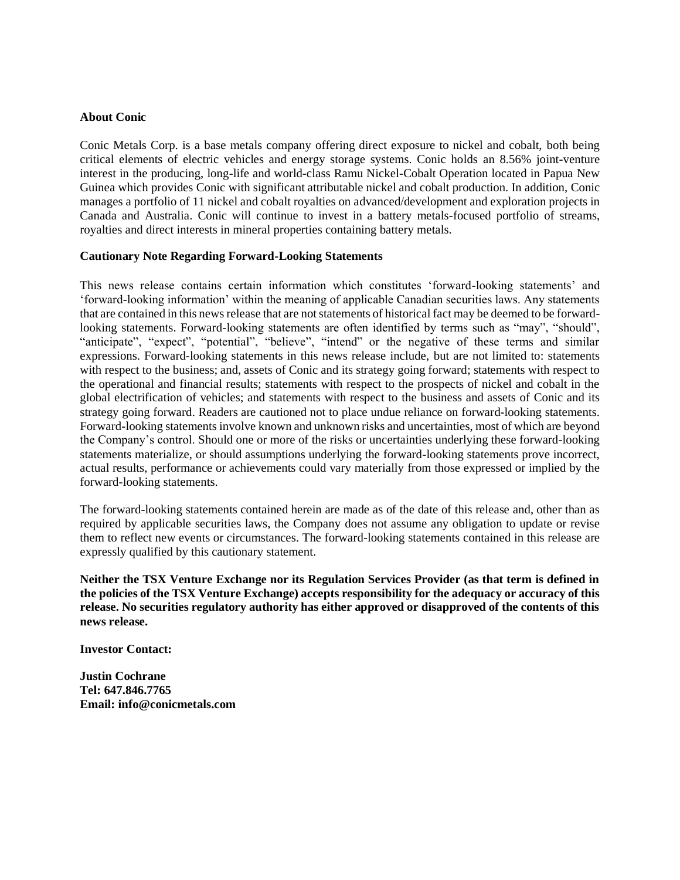**About Conic**

Conic Metals Corp. is a base metals company offering direct exposure to nickel and cobalt, both being critical elements of electric vehicles and energy storage systems. Conic holds an 8.56% joint-venture interest in the producing, long-life and world-class Ramu Nickel-Cobalt Operation located in Papua New Guinea which provides Conic with significant attributable nickel and cobalt production. In addition, Conic manages a portfolio of 11 nickel and cobalt royalties on advanced/development and exploration projects in Canada and Australia. Conic will continue to invest in a battery metals-focused portfolio of streams, royalties and direct interests in mineral properties containing battery metals.

**Cautionary Note Regarding Forward-Looking Statements**

This news release contains certain information which constitutes 'forward-looking statements' and 'forward-looking information' within the meaning of applicable Canadian securities laws. Any statements that are contained in this news release that are not statements of historical fact may be deemed to be forward-looking statements. Forward-looking statements are often identified by terms such as "may", "should", "anticipate", "expect", "potential", "believe", "intend" or the negative of these terms and similar expressions. Forward-looking statements in this news release include, but are not limited to: statements with respect to the business; and, assets of Conic and its strategy going forward; statements with respect to the operational and financial results; statements with respect to the prospects of nickel and cobalt in the global electrification of vehicles; and statements with respect to the business and assets of Conic and its strategy going forward. Readers are cautioned not to place undue reliance on forward-looking statements. Forward-looking statements involve known and unknown risks and uncertainties, most of which are beyond the Company's control. Should one or more of the risks or uncertainties underlying these forward-looking statements materialize, or should assumptions underlying the forward-looking statements prove incorrect, actual results, performance or achievements could vary materially from those expressed or implied by the forward-looking statements.

The forward-looking statements contained herein are made as of the date of this release and, other than as required by applicable securities laws, the Company does not assume any obligation to update or revise them to reflect new events or circumstances. The forward-looking statements contained in this release are expressly qualified by this cautionary statement.

**Neither the TSX Venture Exchange nor its Regulation Services Provider (as that term is defined in the policies of the TSX Venture Exchange) accepts responsibility for the adequacy or accuracy of this release. No securities regulatory authority has either approved or disapproved of the contents of this news release.**

**Investor Contact:**

**Justin Cochrane**
**Tel: 647.846.7765**
**Email: info@conicmetals.com**